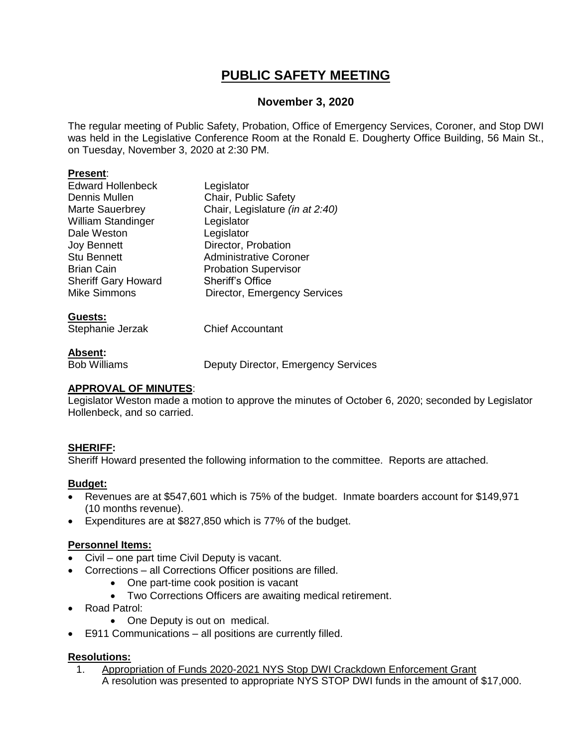# PUBLIC SAFETY MEETING

## November 3, 2020

The regular meeting of Public Safety, Probation, Office of Emergency Services, Coroner, and Stop DWI was held in the Legislative Conference Room at the Ronald E. Dougherty Office Building, 56 Main St., on Tuesday, November 3, 2020 at 2:30 PM.

**Present**:

| | |
|---|---|
| Edward Hollenbeck | Legislator |
| Dennis Mullen | Chair, Public Safety |
| Marte Sauerbrey | Chair, Legislature *(in at 2:40)* |
| William Standinger | Legislator |
| Dale Weston | Legislator |
| Joy Bennett | Director, Probation |
| Stu Bennett | Administrative Coroner |
| Brian Cain | Probation Supervisor |
| Sheriff Gary Howard | Sheriff's Office |
| Mike Simmons | Director, Emergency Services |

**Guests:**

| | |
|---|---|
| Stephanie Jerzak | Chief Accountant |

**Absent:**

| | |
|---|---|
| Bob Williams | Deputy Director, Emergency Services |

**APPROVAL OF MINUTES**:

Legislator Weston made a motion to approve the minutes of October 6, 2020; seconded by Legislator Hollenbeck, and so carried.

**SHERIFF:**

Sheriff Howard presented the following information to the committee. Reports are attached.

**Budget:**

- Revenues are at $547,601 which is 75% of the budget. Inmate boarders account for $149,971 (10 months revenue).
- Expenditures are at $827,850 which is 77% of the budget.

**Personnel Items:**

- Civil – one part time Civil Deputy is vacant.
- Corrections – all Corrections Officer positions are filled.
  - One part-time cook position is vacant
  - Two Corrections Officers are awaiting medical retirement.
- Road Patrol:
  - One Deputy is out on medical.
- E911 Communications – all positions are currently filled.

**Resolutions:**

1. Appropriation of Funds 2020-2021 NYS Stop DWI Crackdown Enforcement Grant
   A resolution was presented to appropriate NYS STOP DWI funds in the amount of $17,000.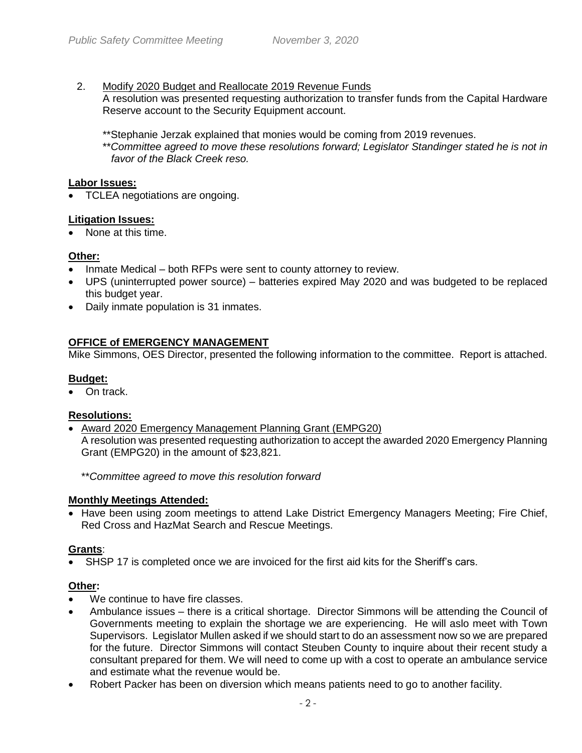2. <u>Modify 2020 Budget and Reallocate 2019 Revenue Funds</u>
   A resolution was presented requesting authorization to transfer funds from the Capital Hardware Reserve account to the Security Equipment account.

   **Stephanie Jerzak explained that monies would be coming from 2019 revenues.
   *\*\*Committee agreed to move these resolutions forward; Legislator Standinger stated he is not in favor of the Black Creek reso.*

**<u>Labor Issues:</u>**

- TCLEA negotiations are ongoing.

**<u>Litigation Issues:</u>**

- None at this time.

**<u>Other:</u>**

- Inmate Medical – both RFPs were sent to county attorney to review.
- UPS (uninterrupted power source) – batteries expired May 2020 and was budgeted to be replaced this budget year.
- Daily inmate population is 31 inmates.

## OFFICE of EMERGENCY MANAGEMENT

Mike Simmons, OES Director, presented the following information to the committee. Report is attached.

**<u>Budget:</u>**

- On track.

**<u>Resolutions:</u>**

- <u>Award 2020 Emergency Management Planning Grant (EMPG20)</u>
  A resolution was presented requesting authorization to accept the awarded 2020 Emergency Planning Grant (EMPG20) in the amount of $23,821.

  *\*\*Committee agreed to move this resolution forward*

**<u>Monthly Meetings Attended:</u>**

- Have been using zoom meetings to attend Lake District Emergency Managers Meeting; Fire Chief, Red Cross and HazMat Search and Rescue Meetings.

**<u>Grants</u>**:

- SHSP 17 is completed once we are invoiced for the first aid kits for the Sheriff's cars.

**<u>Other</u>:**

- We continue to have fire classes.
- Ambulance issues – there is a critical shortage. Director Simmons will be attending the Council of Governments meeting to explain the shortage we are experiencing. He will aslo meet with Town Supervisors. Legislator Mullen asked if we should start to do an assessment now so we are prepared for the future. Director Simmons will contact Steuben County to inquire about their recent study a consultant prepared for them. We will need to come up with a cost to operate an ambulance service and estimate what the revenue would be.
- Robert Packer has been on diversion which means patients need to go to another facility.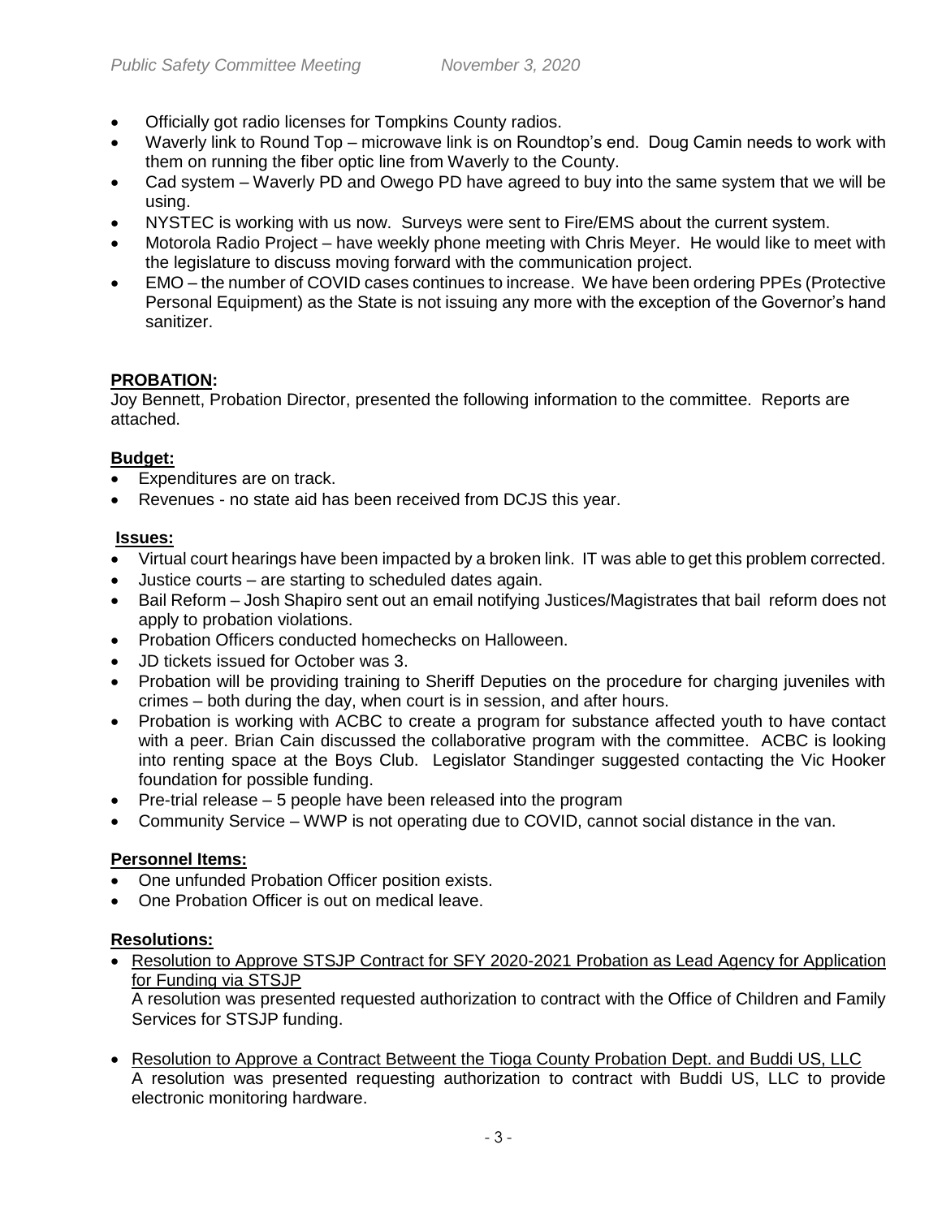- Officially got radio licenses for Tompkins County radios.
- Waverly link to Round Top – microwave link is on Roundtop's end. Doug Camin needs to work with them on running the fiber optic line from Waverly to the County.
- Cad system – Waverly PD and Owego PD have agreed to buy into the same system that we will be using.
- NYSTEC is working with us now. Surveys were sent to Fire/EMS about the current system.
- Motorola Radio Project – have weekly phone meeting with Chris Meyer. He would like to meet with the legislature to discuss moving forward with the communication project.
- EMO – the number of COVID cases continues to increase. We have been ordering PPEs (Protective Personal Equipment) as the State is not issuing any more with the exception of the Governor's hand sanitizer.

## **PROBATION:**

Joy Bennett, Probation Director, presented the following information to the committee. Reports are attached.

### **Budget:**

- Expenditures are on track.
- Revenues - no state aid has been received from DCJS this year.

### **Issues:**

- Virtual court hearings have been impacted by a broken link. IT was able to get this problem corrected.
- Justice courts – are starting to scheduled dates again.
- Bail Reform – Josh Shapiro sent out an email notifying Justices/Magistrates that bail reform does not apply to probation violations.
- Probation Officers conducted homechecks on Halloween.
- JD tickets issued for October was 3.
- Probation will be providing training to Sheriff Deputies on the procedure for charging juveniles with crimes – both during the day, when court is in session, and after hours.
- Probation is working with ACBC to create a program for substance affected youth to have contact with a peer. Brian Cain discussed the collaborative program with the committee. ACBC is looking into renting space at the Boys Club. Legislator Standinger suggested contacting the Vic Hooker foundation for possible funding.
- Pre-trial release – 5 people have been released into the program
- Community Service – WWP is not operating due to COVID, cannot social distance in the van.

### **Personnel Items:**

- One unfunded Probation Officer position exists.
- One Probation Officer is out on medical leave.

### **Resolutions:**

- <u>Resolution to Approve STSJP Contract for SFY 2020-2021 Probation as Lead Agency for Application for Funding via STSJP</u>
  A resolution was presented requested authorization to contract with the Office of Children and Family Services for STSJP funding.

- <u>Resolution to Approve a Contract Betweent the Tioga County Probation Dept. and Buddi US, LLC</u>
  A resolution was presented requesting authorization to contract with Buddi US, LLC to provide electronic monitoring hardware.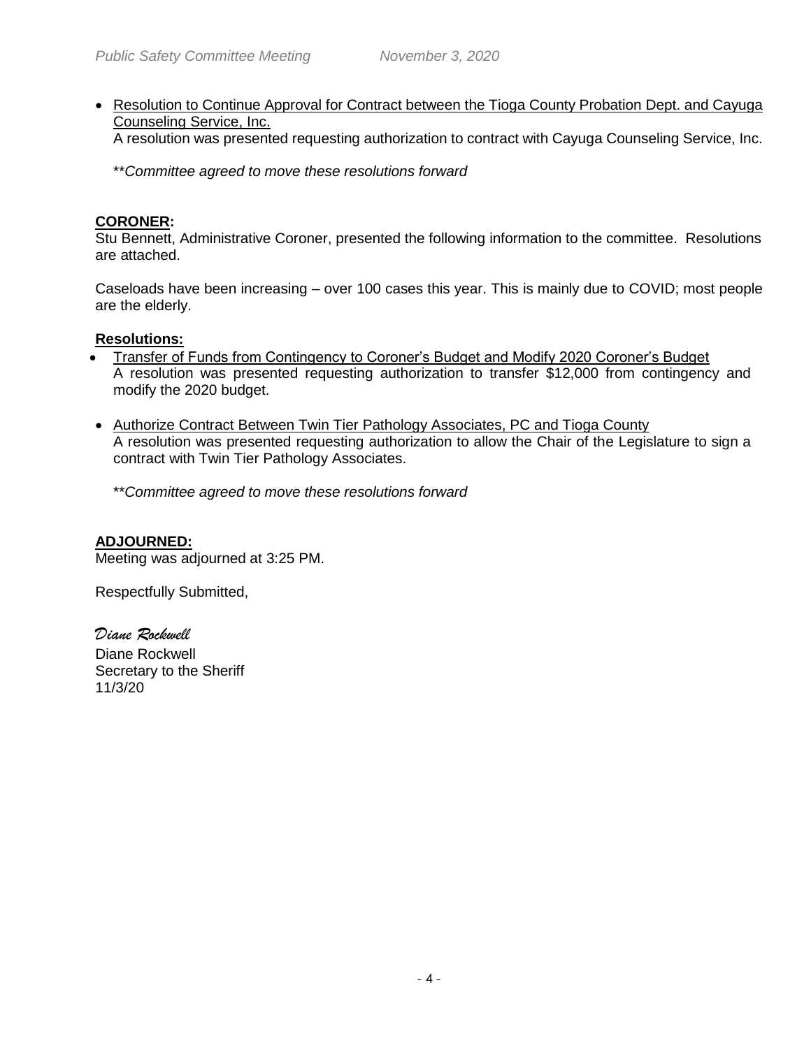- Resolution to Continue Approval for Contract between the Tioga County Probation Dept. and Cayuga Counseling Service, Inc.
  A resolution was presented requesting authorization to contract with Cayuga Counseling Service, Inc.

  ***Committee agreed to move these resolutions forward*

**CORONER:**

Stu Bennett, Administrative Coroner, presented the following information to the committee. Resolutions are attached.

Caseloads have been increasing – over 100 cases this year. This is mainly due to COVID; most people are the elderly.

**Resolutions:**

- Transfer of Funds from Contingency to Coroner's Budget and Modify 2020 Coroner's Budget
  A resolution was presented requesting authorization to transfer $12,000 from contingency and modify the 2020 budget.

- Authorize Contract Between Twin Tier Pathology Associates, PC and Tioga County
  A resolution was presented requesting authorization to allow the Chair of the Legislature to sign a contract with Twin Tier Pathology Associates.

  ***Committee agreed to move these resolutions forward*

**ADJOURNED:**

Meeting was adjourned at 3:25 PM.

Respectfully Submitted,

*Diane Rockwell*

Diane Rockwell
Secretary to the Sheriff
11/3/20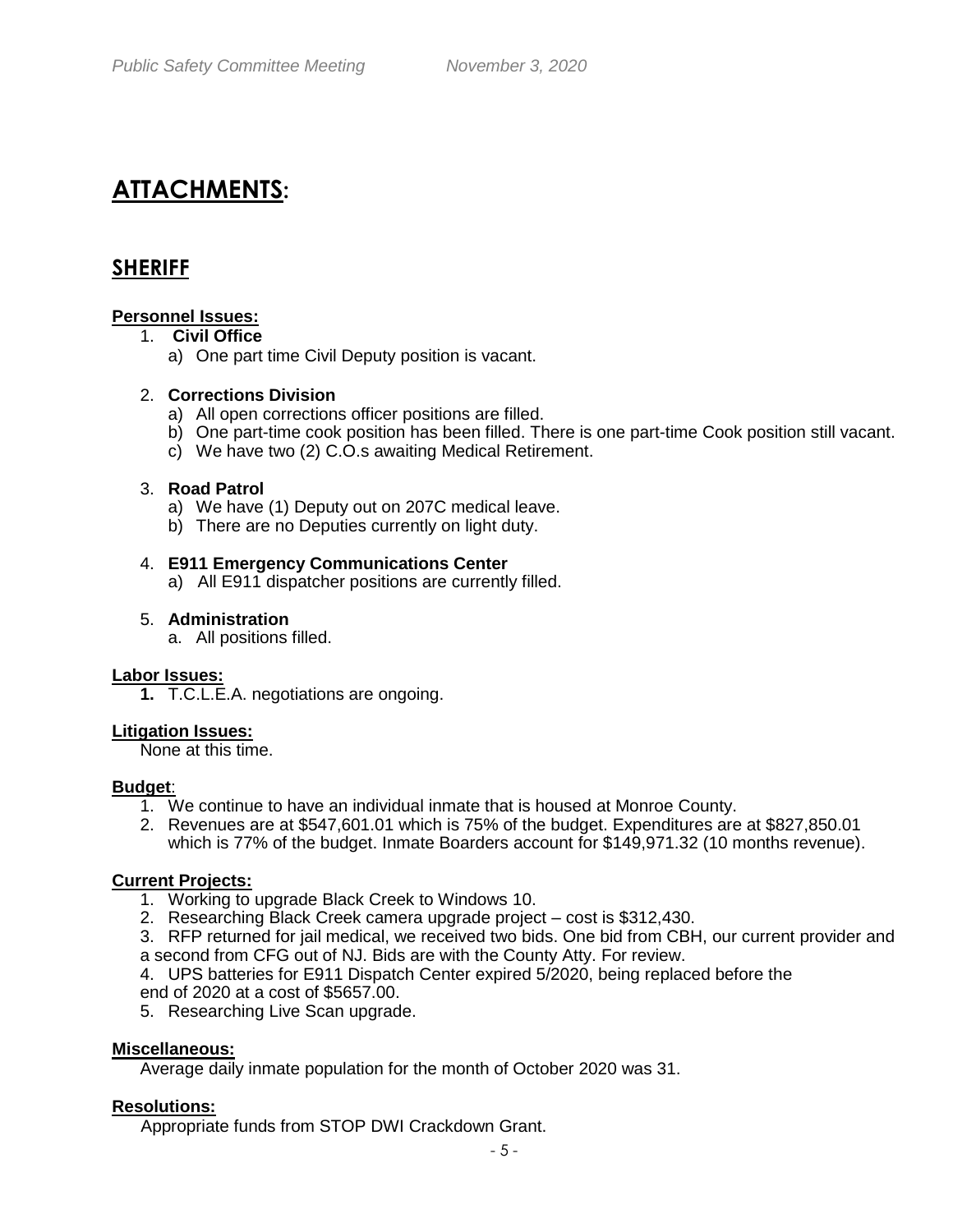# ATTACHMENTS:

## SHERIFF

**Personnel Issues:**

1. **Civil Office**
   a) One part time Civil Deputy position is vacant.

2. **Corrections Division**
   a) All open corrections officer positions are filled.
   b) One part-time cook position has been filled. There is one part-time Cook position still vacant.
   c) We have two (2) C.O.s awaiting Medical Retirement.

3. **Road Patrol**
   a) We have (1) Deputy out on 207C medical leave.
   b) There are no Deputies currently on light duty.

4. **E911 Emergency Communications Center**
   a) All E911 dispatcher positions are currently filled.

5. **Administration**
   a. All positions filled.

**Labor Issues:**

1. T.C.L.E.A. negotiations are ongoing.

**Litigation Issues:**

None at this time.

**Budget**:

1. We continue to have an individual inmate that is housed at Monroe County.
2. Revenues are at $547,601.01 which is 75% of the budget. Expenditures are at $827,850.01 which is 77% of the budget. Inmate Boarders account for $149,971.32 (10 months revenue).

**Current Projects:**

1. Working to upgrade Black Creek to Windows 10.
2. Researching Black Creek camera upgrade project – cost is $312,430.
3. RFP returned for jail medical, we received two bids. One bid from CBH, our current provider and a second from CFG out of NJ. Bids are with the County Atty. For review.
4. UPS batteries for E911 Dispatch Center expired 5/2020, being replaced before the end of 2020 at a cost of $5657.00.
5. Researching Live Scan upgrade.

**Miscellaneous:**

Average daily inmate population for the month of October 2020 was 31.

**Resolutions:**

Appropriate funds from STOP DWI Crackdown Grant.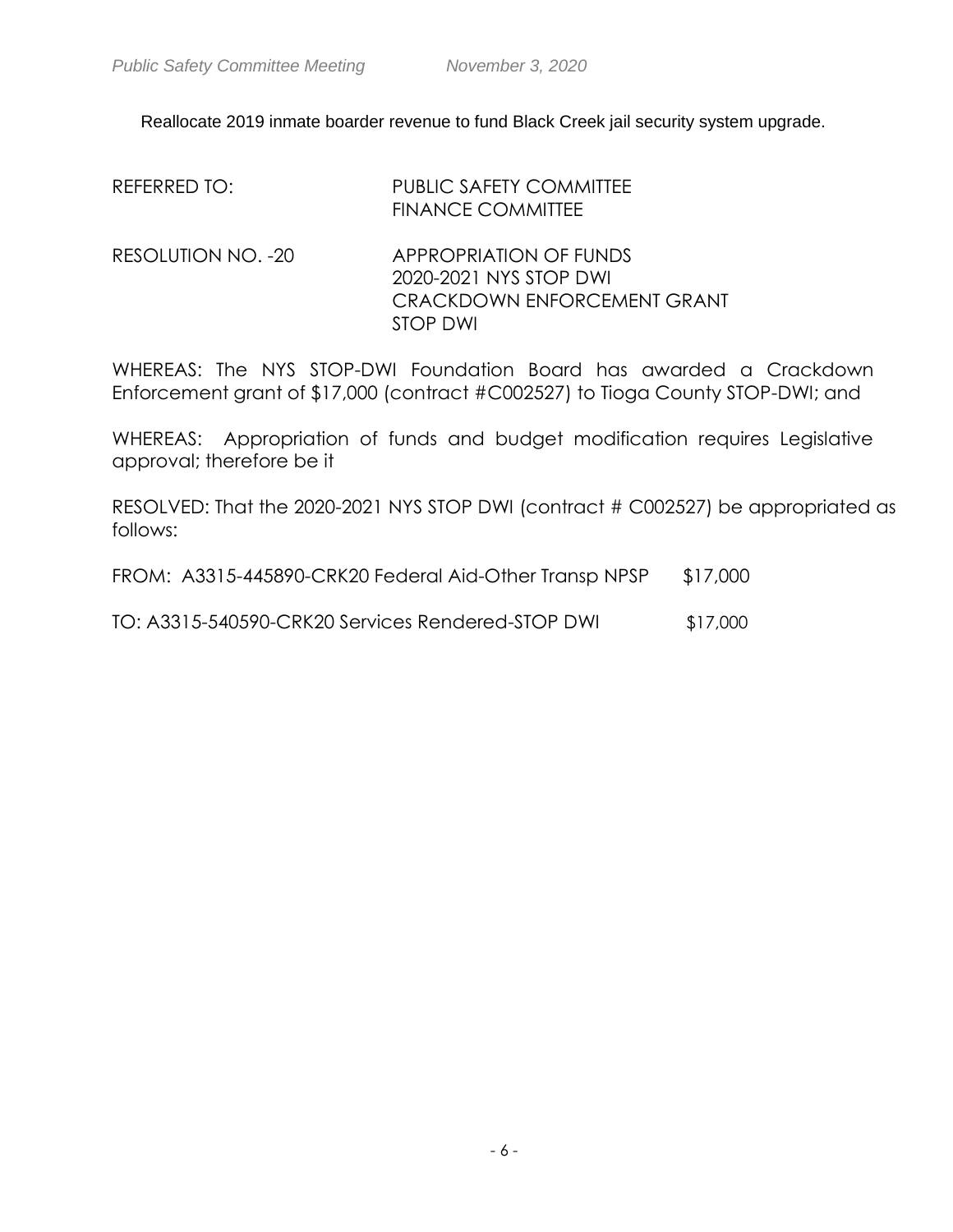Reallocate 2019 inmate boarder revenue to fund Black Creek jail security system upgrade.

REFERRED TO: PUBLIC SAFETY COMMITTEE
FINANCE COMMITTEE

RESOLUTION NO. -20 APPROPRIATION OF FUNDS
2020-2021 NYS STOP DWI
CRACKDOWN ENFORCEMENT GRANT
STOP DWI

WHEREAS: The NYS STOP-DWI Foundation Board has awarded a Crackdown Enforcement grant of $17,000 (contract #C002527) to Tioga County STOP-DWI; and

WHEREAS: Appropriation of funds and budget modification requires Legislative approval; therefore be it

RESOLVED: That the 2020-2021 NYS STOP DWI (contract # C002527) be appropriated as follows:

FROM: A3315-445890-CRK20 Federal Aid-Other Transp NPSP $17,000

TO: A3315-540590-CRK20 Services Rendered-STOP DWI $17,000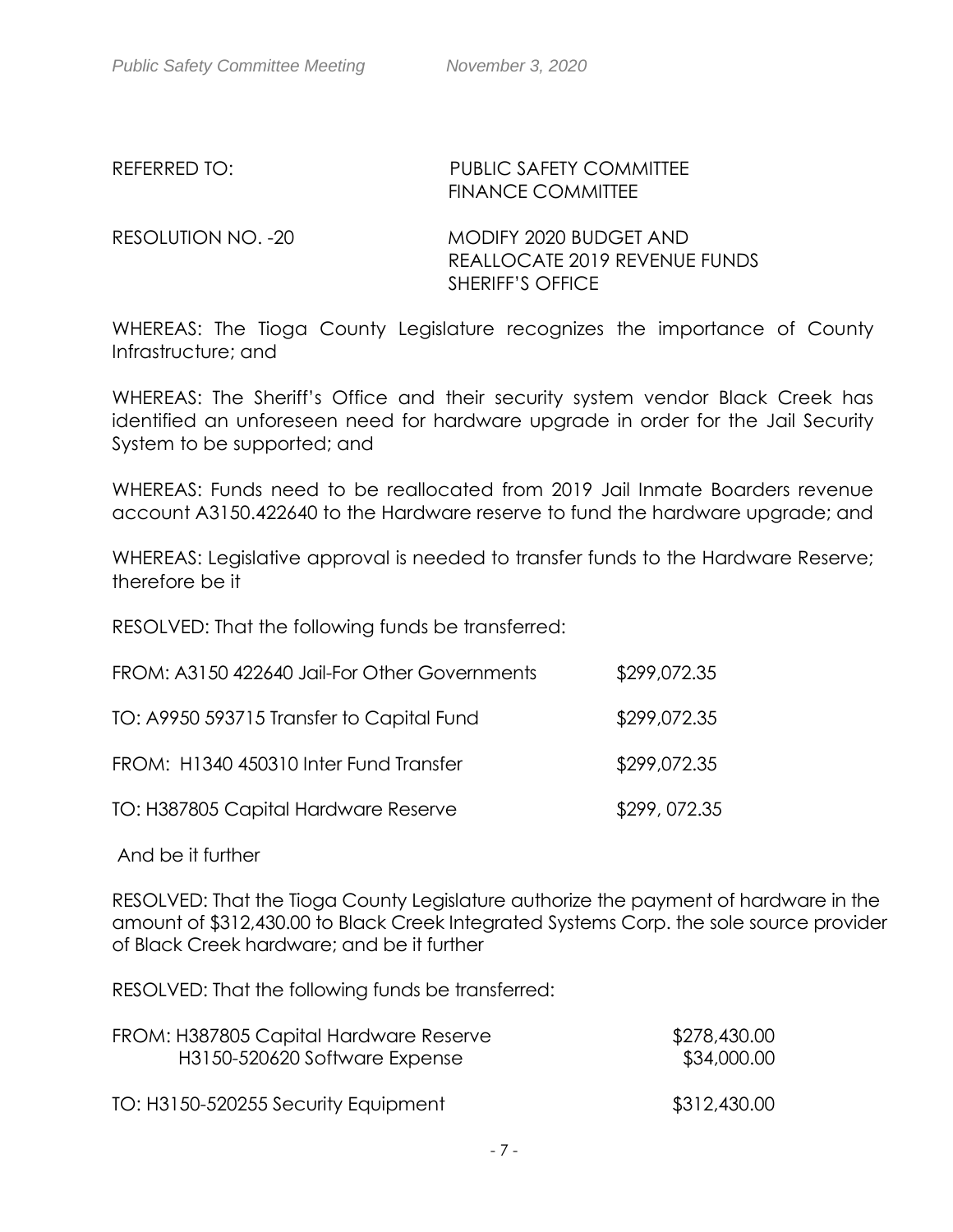REFERRED TO: PUBLIC SAFETY COMMITTEE
FINANCE COMMITTEE

RESOLUTION NO. -20 MODIFY 2020 BUDGET AND
REALLOCATE 2019 REVENUE FUNDS
SHERIFF'S OFFICE

WHEREAS: The Tioga County Legislature recognizes the importance of County Infrastructure; and

WHEREAS: The Sheriff's Office and their security system vendor Black Creek has identified an unforeseen need for hardware upgrade in order for the Jail Security System to be supported; and

WHEREAS: Funds need to be reallocated from 2019 Jail Inmate Boarders revenue account A3150.422640 to the Hardware reserve to fund the hardware upgrade; and

WHEREAS: Legislative approval is needed to transfer funds to the Hardware Reserve; therefore be it

RESOLVED: That the following funds be transferred:

| | |
|---|---|
| FROM: A3150 422640 Jail-For Other Governments | $299,072.35 |
| TO: A9950 593715 Transfer to Capital Fund | $299,072.35 |
| FROM: H1340 450310 Inter Fund Transfer | $299,072.35 |
| TO: H387805 Capital Hardware Reserve | $299, 072.35 |

And be it further

RESOLVED: That the Tioga County Legislature authorize the payment of hardware in the amount of $312,430.00 to Black Creek Integrated Systems Corp. the sole source provider of Black Creek hardware; and be it further

RESOLVED: That the following funds be transferred:

| | |
|---|---|
| FROM: H387805 Capital Hardware Reserve | $278,430.00 |
| H3150-520620 Software Expense | $34,000.00 |
| TO: H3150-520255 Security Equipment | $312,430.00 |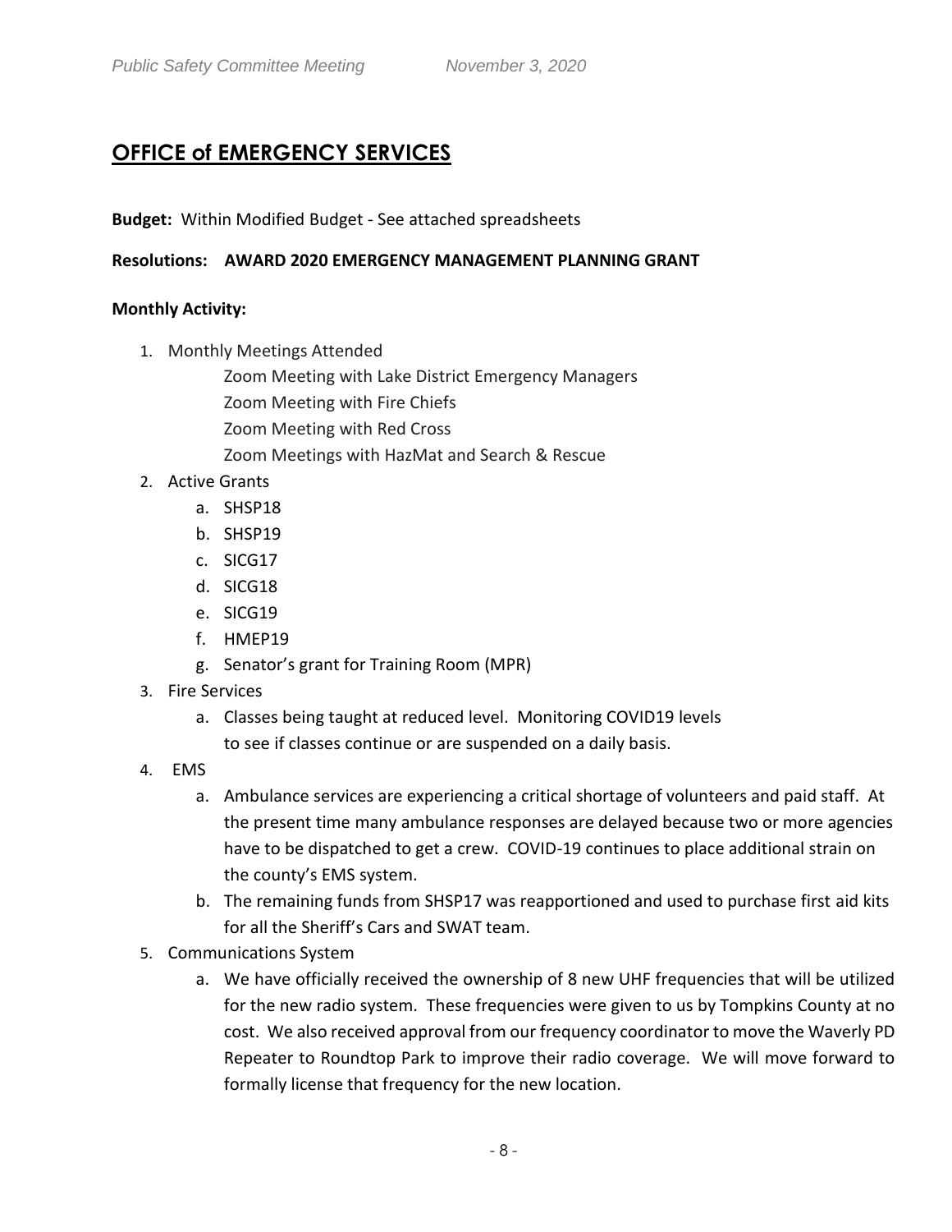## OFFICE of EMERGENCY SERVICES

**Budget:** Within Modified Budget - See attached spreadsheets

**Resolutions: AWARD 2020 EMERGENCY MANAGEMENT PLANNING GRANT**

**Monthly Activity:**

1. Monthly Meetings Attended
   - Zoom Meeting with Lake District Emergency Managers
   - Zoom Meeting with Fire Chiefs
   - Zoom Meeting with Red Cross
   - Zoom Meetings with HazMat and Search & Rescue
2. Active Grants
   a. SHSP18
   b. SHSP19
   c. SICG17
   d. SICG18
   e. SICG19
   f. HMEP19
   g. Senator's grant for Training Room (MPR)
3. Fire Services
   a. Classes being taught at reduced level. Monitoring COVID19 levels to see if classes continue or are suspended on a daily basis.
4. EMS
   a. Ambulance services are experiencing a critical shortage of volunteers and paid staff. At the present time many ambulance responses are delayed because two or more agencies have to be dispatched to get a crew. COVID-19 continues to place additional strain on the county's EMS system.
   b. The remaining funds from SHSP17 was reapportioned and used to purchase first aid kits for all the Sheriff's Cars and SWAT team.
5. Communications System
   a. We have officially received the ownership of 8 new UHF frequencies that will be utilized for the new radio system. These frequencies were given to us by Tompkins County at no cost. We also received approval from our frequency coordinator to move the Waverly PD Repeater to Roundtop Park to improve their radio coverage. We will move forward to formally license that frequency for the new location.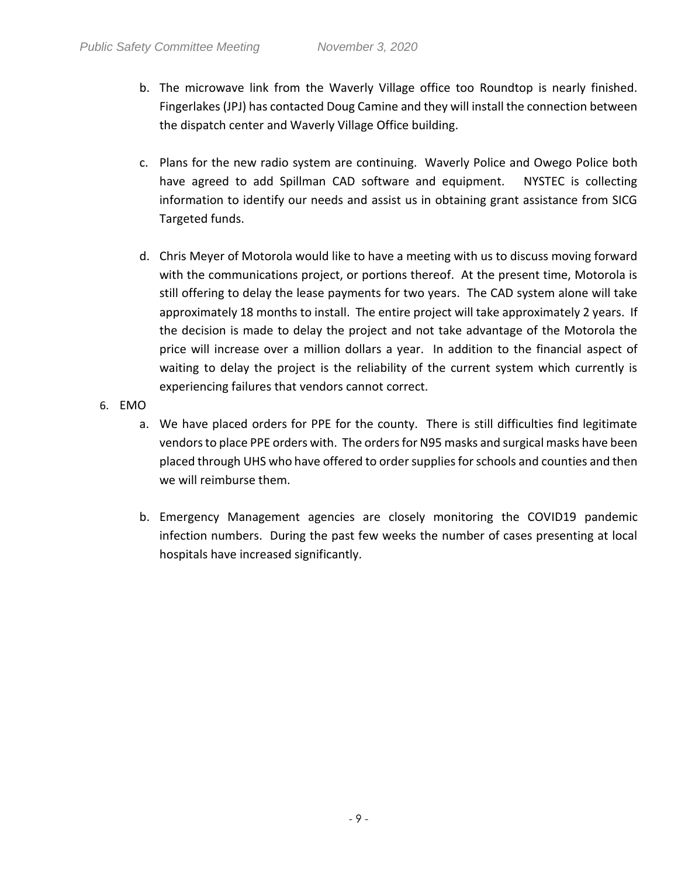b. The microwave link from the Waverly Village office too Roundtop is nearly finished. Fingerlakes (JPJ) has contacted Doug Camine and they will install the connection between the dispatch center and Waverly Village Office building.

c. Plans for the new radio system are continuing. Waverly Police and Owego Police both have agreed to add Spillman CAD software and equipment. NYSTEC is collecting information to identify our needs and assist us in obtaining grant assistance from SICG Targeted funds.

d. Chris Meyer of Motorola would like to have a meeting with us to discuss moving forward with the communications project, or portions thereof. At the present time, Motorola is still offering to delay the lease payments for two years. The CAD system alone will take approximately 18 months to install. The entire project will take approximately 2 years. If the decision is made to delay the project and not take advantage of the Motorola the price will increase over a million dollars a year. In addition to the financial aspect of waiting to delay the project is the reliability of the current system which currently is experiencing failures that vendors cannot correct.

6. EMO

a. We have placed orders for PPE for the county. There is still difficulties find legitimate vendors to place PPE orders with. The orders for N95 masks and surgical masks have been placed through UHS who have offered to order supplies for schools and counties and then we will reimburse them.

b. Emergency Management agencies are closely monitoring the COVID19 pandemic infection numbers. During the past few weeks the number of cases presenting at local hospitals have increased significantly.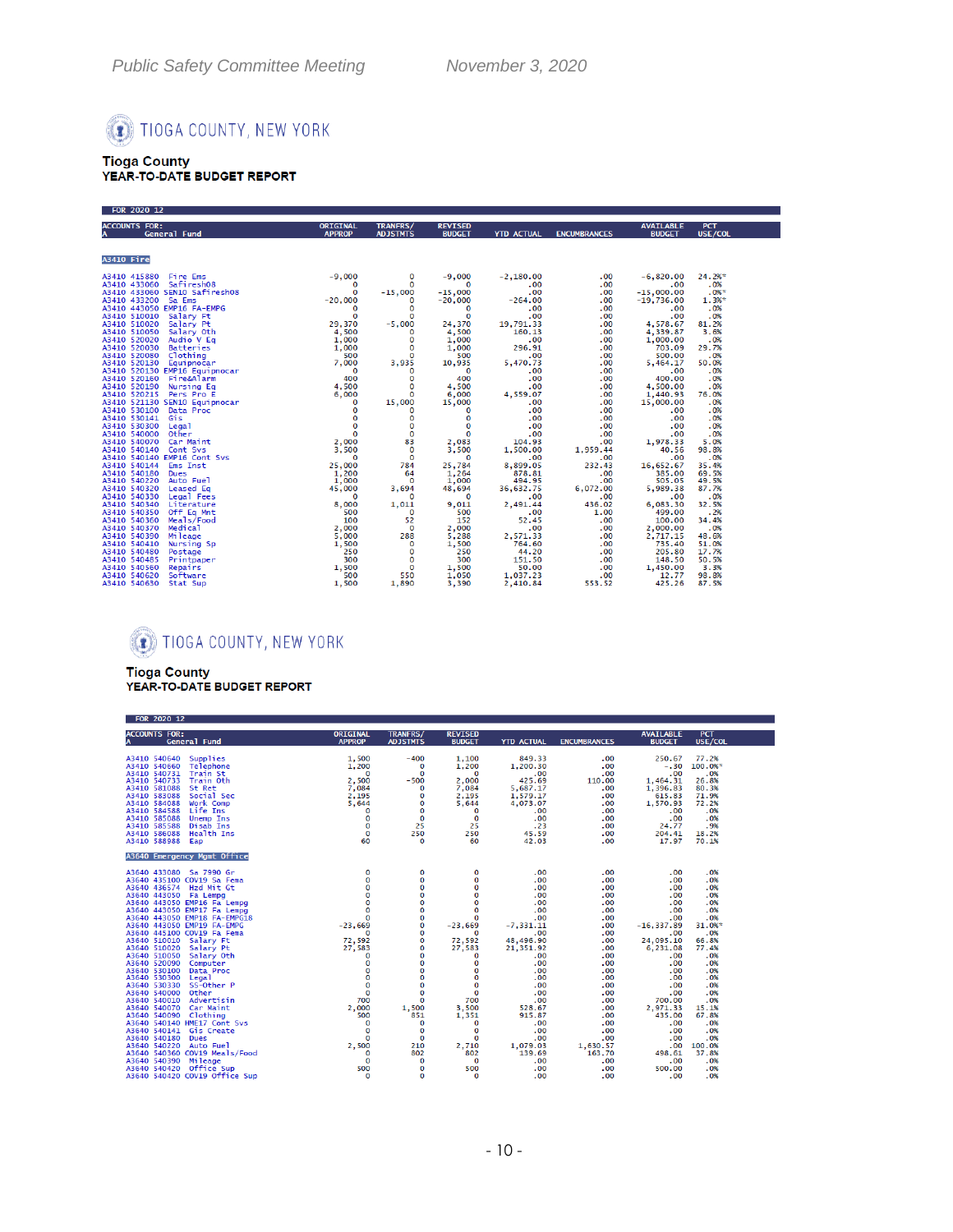# TIOGA COUNTY, NEW YORK

**Tioga County**
**YEAR-TO-DATE BUDGET REPORT**

FOR 2020 12

| ACCOUNTS FOR: A General Fund | ORIGINAL APPROP | TRANFRS/ ADJSTMTS | REVISED BUDGET | YTD ACTUAL | ENCUMBRANCES | AVAILABLE BUDGET | PCT USE/COL |
|---|---|---|---|---|---|---|---|
| **A3410 Fire** | | | | | | | |
| A3410 415880 Fire Ems | -9,000 | 0 | -9,000 | -2,180.00 | .00 | -6,820.00 | 24.2%* |
| A3410 433060 Safiresh08 | 0 | 0 | 0 | .00 | .00 | .00 | .0% |
| A3410 433060 SEN10 Safiresh08 | 0 | -15,000 | -15,000 | .00 | .00 | -15,000.00 | .0%* |
| A3410 433200 Sa Ems | -20,000 | 0 | -20,000 | -264.00 | .00 | -19,736.00 | 1.3%* |
| A3410 443050 EMP16 FA-EMPG | 0 | 0 | 0 | .00 | .00 | .00 | .0% |
| A3410 510010 Salary Ft | 0 | 0 | 0 | .00 | .00 | .00 | .0% |
| A3410 510020 Salary Pt | 29,370 | -5,000 | 24,370 | 19,791.33 | .00 | 4,578.67 | 81.2% |
| A3410 510050 Salary Oth | 4,500 | 0 | 4,500 | 160.13 | .00 | 4,339.87 | 3.6% |
| A3410 520020 Audio V Eq | 1,000 | 0 | 1,000 | .00 | .00 | 1,000.00 | .0% |
| A3410 520030 Batteries | 1,000 | 0 | 1,000 | 296.91 | .00 | 703.09 | 29.7% |
| A3410 520080 Clothing | 500 | 0 | 500 | .00 | .00 | 500.00 | .0% |
| A3410 520130 Equipnocar | 7,000 | 3,935 | 10,935 | 5,470.73 | .00 | 5,464.17 | 50.0% |
| A3410 520130 EMP16 Equipnocar | 0 | 0 | 0 | .00 | .00 | .00 | .0% |
| A3410 520160 Fire&Alarm | 400 | 0 | 400 | .00 | .00 | 400.00 | .0% |
| A3410 520190 Nursing Eq | 4,500 | 0 | 4,500 | .00 | .00 | 4,500.00 | .0% |
| A3410 520215 Pers Pro E | 6,000 | 0 | 6,000 | 4,559.07 | .00 | 1,440.93 | 76.0% |
| A3410 521130 SEN10 Equipnocar | 0 | 15,000 | 15,000 | .00 | .00 | 15,000.00 | .0% |
| A3410 530100 Data Proc | 0 | 0 | 0 | .00 | .00 | .00 | .0% |
| A3410 530141 Gis | 0 | 0 | 0 | .00 | .00 | .00 | .0% |
| A3410 530300 Legal | 0 | 0 | 0 | .00 | .00 | .00 | .0% |
| A3410 540000 Other | 0 | 0 | 0 | .00 | .00 | .00 | .0% |
| A3410 540070 Car Maint | 2,000 | 83 | 2,083 | 104.93 | .00 | 1,978.33 | 5.0% |
| A3410 540140 Cont Svs | 3,500 | 0 | 3,500 | 1,500.00 | 1,959.44 | 40.56 | 98.8% |
| A3410 540140 EMP16 Cont Svs | 0 | 0 | 0 | .00 | .00 | .00 | .0% |
| A3410 540144 Ems Inst | 25,000 | 784 | 25,784 | 8,899.05 | 232.43 | 16,652.67 | 35.4% |
| A3410 540180 Dues | 1,200 | 64 | 1,264 | 878.81 | .00 | 385.00 | 69.5% |
| A3410 540220 Auto Fuel | 1,000 | 0 | 1,000 | 494.95 | .00 | 505.05 | 49.5% |
| A3410 540320 Leased Eq | 45,000 | 3,694 | 48,694 | 36,632.75 | 6,072.00 | 5,989.38 | 87.7% |
| A3410 540330 Legal Fees | 0 | 0 | 0 | .00 | .00 | .00 | .0% |
| A3410 540340 Literature | 8,000 | 1,011 | 9,011 | 2,491.44 | 436.02 | 6,083.30 | 32.5% |
| A3410 540350 Off Eq Mnt | 500 | 0 | 500 | .00 | 1.00 | 499.00 | .2% |
| A3410 540360 Meals/Food | 100 | 52 | 152 | 52.45 | .00 | 100.00 | 34.4% |
| A3410 540370 Medical | 2,000 | 0 | 2,000 | .00 | .00 | 2,000.00 | .0% |
| A3410 540390 Mileage | 5,000 | 288 | 5,288 | 2,571.33 | .00 | 2,717.15 | 48.6% |
| A3410 540410 Nursing Sp | 1,500 | 0 | 1,500 | 764.60 | .00 | 735.40 | 51.0% |
| A3410 540480 Postage | 250 | 0 | 250 | 44.20 | .00 | 205.80 | 17.7% |
| A3410 540485 Printpaper | 300 | 0 | 300 | 151.50 | .00 | 148.50 | 50.5% |
| A3410 540560 Repairs | 1,500 | 0 | 1,500 | 50.00 | .00 | 1,450.00 | 3.3% |
| A3410 540620 Software | 500 | 550 | 1,050 | 1,037.23 | .00 | 12.77 | 98.8% |
| A3410 540630 Stat Sup | 1,500 | 1,890 | 3,390 | 2,410.84 | 553.52 | 425.26 | 87.5% |

# TIOGA COUNTY, NEW YORK

**Tioga County**
**YEAR-TO-DATE BUDGET REPORT**

FOR 2020 12

| ACCOUNTS FOR: A General Fund | ORIGINAL APPROP | TRANFRS/ ADJSTMTS | REVISED BUDGET | YTD ACTUAL | ENCUMBRANCES | AVAILABLE BUDGET | PCT USE/COL |
|---|---|---|---|---|---|---|---|
| A3410 540640 Supplies | 1,500 | -400 | 1,100 | 849.33 | .00 | 250.67 | 77.2% |
| A3410 540660 Telephone | 1,200 | 0 | 1,200 | 1,200.30 | .00 | -.30 | 100.0%* |
| A3410 540731 Train St | 0 | 0 | 0 | .00 | .00 | .00 | .0% |
| A3410 540733 Train Oth | 2,500 | -500 | 2,000 | 425.69 | 110.00 | 1,464.31 | 26.8% |
| A3410 581088 St Ret | 7,084 | 0 | 7,084 | 5,687.17 | .00 | 1,396.83 | 80.3% |
| A3410 583088 Social Sec | 2,195 | 0 | 2,195 | 1,579.17 | .00 | 615.83 | 71.9% |
| A3410 584088 Work Comp | 5,644 | 0 | 5,644 | 4,073.07 | .00 | 1,570.93 | 72.2% |
| A3410 584588 Life Ins | 0 | 0 | 0 | .00 | .00 | .00 | .0% |
| A3410 585088 Unemp Ins | 0 | 0 | 0 | .00 | .00 | .00 | .0% |
| A3410 585588 Disab Ins | 0 | 25 | 25 | .23 | .00 | 24.77 | .9% |
| A3410 586088 Health Ins | 0 | 250 | 250 | 45.59 | .00 | 204.41 | 18.2% |
| A3410 588988 Eap | 60 | 0 | 60 | 42.03 | .00 | 17.97 | 70.1% |
| **A3640 Emergency Mgmt Office** | | | | | | | |
| A3640 433080 Sa 7990 Gr | 0 | 0 | 0 | .00 | .00 | .00 | .0% |
| A3640 435100 COV19 Sa Fema | 0 | 0 | 0 | .00 | .00 | .00 | .0% |
| A3640 436574 Hzd Mit Gt | 0 | 0 | 0 | .00 | .00 | .00 | .0% |
| A3640 443050 Fa Lempg | 0 | 0 | 0 | .00 | .00 | .00 | .0% |
| A3640 443050 EMP16 Fa Lempg | 0 | 0 | 0 | .00 | .00 | .00 | .0% |
| A3640 443050 EMP17 Fa Lempg | 0 | 0 | 0 | .00 | .00 | .00 | .0% |
| A3640 443050 EMP18 FA-EMPG18 | 0 | 0 | 0 | .00 | .00 | .00 | .0% |
| A3640 443050 EMP19 FA-EMPG | -23,669 | 0 | -23,669 | -7,331.11 | .00 | -16,337.89 | 31.0%* |
| A3640 445100 COV19 Fa Fema | 0 | 0 | 0 | .00 | .00 | .00 | .0% |
| A3640 510010 Salary Ft | 72,592 | 0 | 72,592 | 48,496.90 | .00 | 24,095.10 | 66.8% |
| A3640 510020 Salary Pt | 27,583 | 0 | 27,583 | 21,351.92 | .00 | 6,231.08 | 77.4% |
| A3640 510050 Salary Oth | 0 | 0 | 0 | .00 | .00 | .00 | .0% |
| A3640 520090 Computer | 0 | 0 | 0 | .00 | .00 | .00 | .0% |
| A3640 530100 Data Proc | 0 | 0 | 0 | .00 | .00 | .00 | .0% |
| A3640 530300 Legal | 0 | 0 | 0 | .00 | .00 | .00 | .0% |
| A3640 530330 SS-Other P | 0 | 0 | 0 | .00 | .00 | .00 | .0% |
| A3640 540000 Other | 0 | 0 | 0 | .00 | .00 | .00 | .0% |
| A3640 540010 Advertisin | 700 | 0 | 700 | .00 | .00 | 700.00 | .0% |
| A3640 540070 Car Maint | 2,000 | 1,500 | 3,500 | 528.67 | .00 | 2,971.33 | 15.1% |
| A3640 540090 Clothing | 500 | 851 | 1,351 | 915.87 | .00 | 435.00 | 67.8% |
| A3640 540140 HME17 Cont Svs | 0 | 0 | 0 | .00 | .00 | .00 | .0% |
| A3640 540141 Gis Create | 0 | 0 | 0 | .00 | .00 | .00 | .0% |
| A3640 540180 Dues | 0 | 0 | 0 | .00 | .00 | .00 | .0% |
| A3640 540220 Auto Fuel | 2,500 | 210 | 2,710 | 1,079.03 | 1,630.57 | .00 | 100.0% |
| A3640 540360 COV19 Meals/Food | 0 | 802 | 802 | 139.69 | 163.70 | 498.61 | 37.8% |
| A3640 540390 Mileage | 0 | 0 | 0 | .00 | .00 | .00 | .0% |
| A3640 540420 Office Sup | 500 | 0 | 500 | .00 | .00 | 500.00 | .0% |
| A3640 540420 COV19 Office Sup | 0 | 0 | 0 | .00 | .00 | .00 | .0% |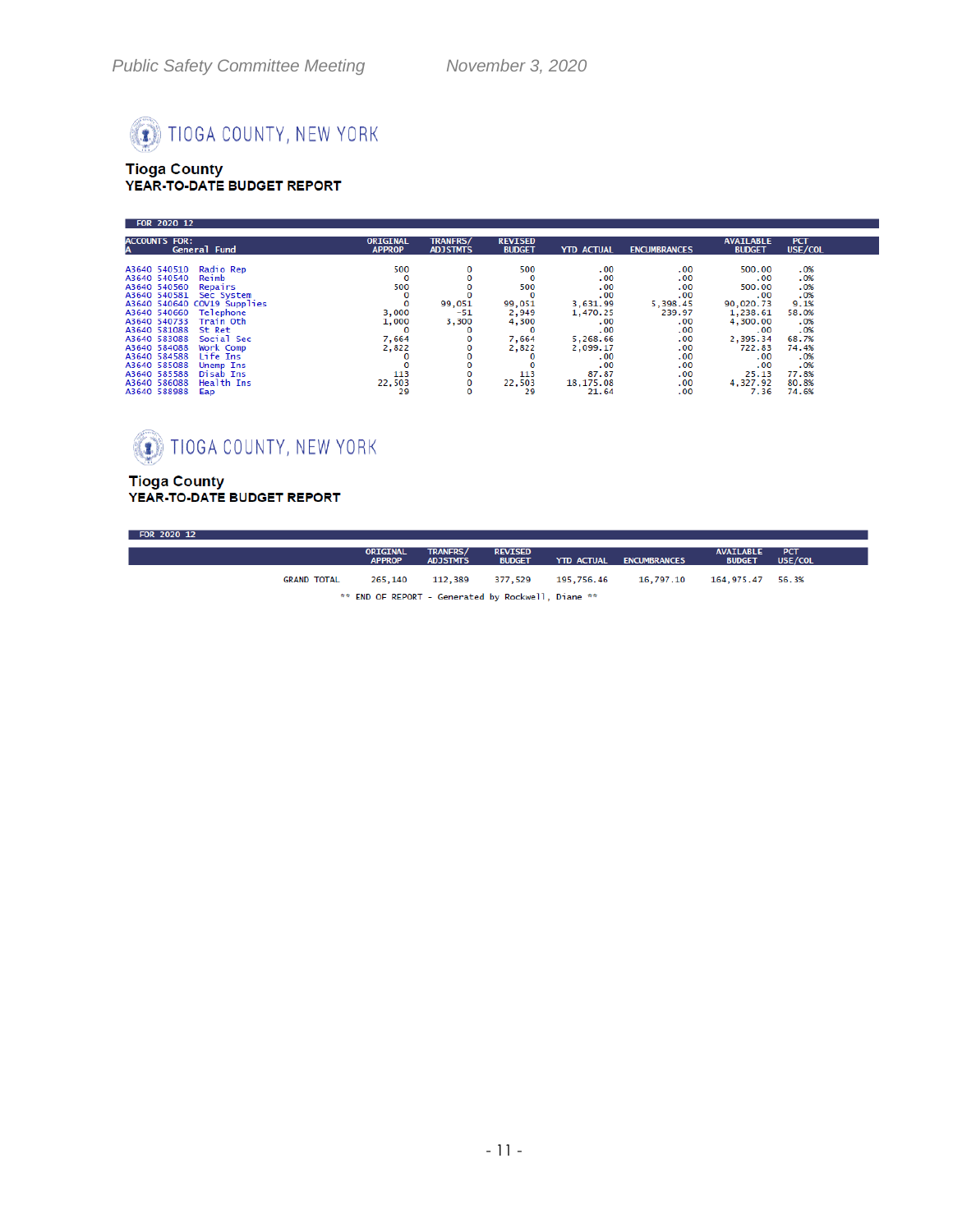## TIOGA COUNTY, NEW YORK

**Tioga County**
**YEAR-TO-DATE BUDGET REPORT**

FOR 2020 12

| ACCOUNTS FOR: A General Fund | ORIGINAL APPROP | TRANFRS/ ADJSTMTS | REVISED BUDGET | YTD ACTUAL | ENCUMBRANCES | AVAILABLE BUDGET | PCT USE/COL |
|---|---|---|---|---|---|---|---|
| A3640 540510 Radio Rep | 500 | 0 | 500 | .00 | .00 | 500.00 | .0% |
| A3640 540540 Reimb | 0 | 0 | 0 | .00 | .00 | .00 | .0% |
| A3640 540560 Repairs | 500 | 0 | 500 | .00 | .00 | 500.00 | .0% |
| A3640 540581 Sec System | 0 | 0 | 0 | .00 | .00 | .00 | .0% |
| A3640 540640 COV19 Supplies | 0 | 99,051 | 99,051 | 3,631.99 | 5,398.45 | 90,020.73 | 9.1% |
| A3640 540660 Telephone | 3,000 | -51 | 2,949 | 1,470.25 | 239.97 | 1,238.61 | 58.0% |
| A3640 540733 Train Oth | 1,000 | 3,300 | 4,300 | .00 | .00 | 4,300.00 | .0% |
| A3640 581088 St Ret | 0 | 0 | 0 | .00 | .00 | .00 | .0% |
| A3640 583088 Social Sec | 7,664 | 0 | 7,664 | 5,268.66 | .00 | 2,395.34 | 68.7% |
| A3640 584088 Work Comp | 2,822 | 0 | 2,822 | 2,099.17 | .00 | 722.83 | 74.4% |
| A3640 584588 Life Ins | 0 | 0 | 0 | .00 | .00 | .00 | .0% |
| A3640 585088 Unemp Ins | 0 | 0 | 0 | .00 | .00 | .00 | .0% |
| A3640 585588 Disab Ins | 113 | 0 | 113 | 87.87 | .00 | 25.13 | 77.8% |
| A3640 586088 Health Ins | 22,503 | 0 | 22,503 | 18,175.08 | .00 | 4,327.92 | 80.8% |
| A3640 588988 Eap | 29 | 0 | 29 | 21.64 | .00 | 7.36 | 74.6% |

## TIOGA COUNTY, NEW YORK

**Tioga County**
**YEAR-TO-DATE BUDGET REPORT**

FOR 2020 12

| | ORIGINAL APPROP | TRANFRS/ ADJSTMTS | REVISED BUDGET | YTD ACTUAL | ENCUMBRANCES | AVAILABLE BUDGET | PCT USE/COL |
|---|---|---|---|---|---|---|---|
| GRAND TOTAL | 265,140 | 112,389 | 377,529 | 195,756.46 | 16,797.10 | 164,975.47 | 56.3% |

** END OF REPORT - Generated by Rockwell, Diane **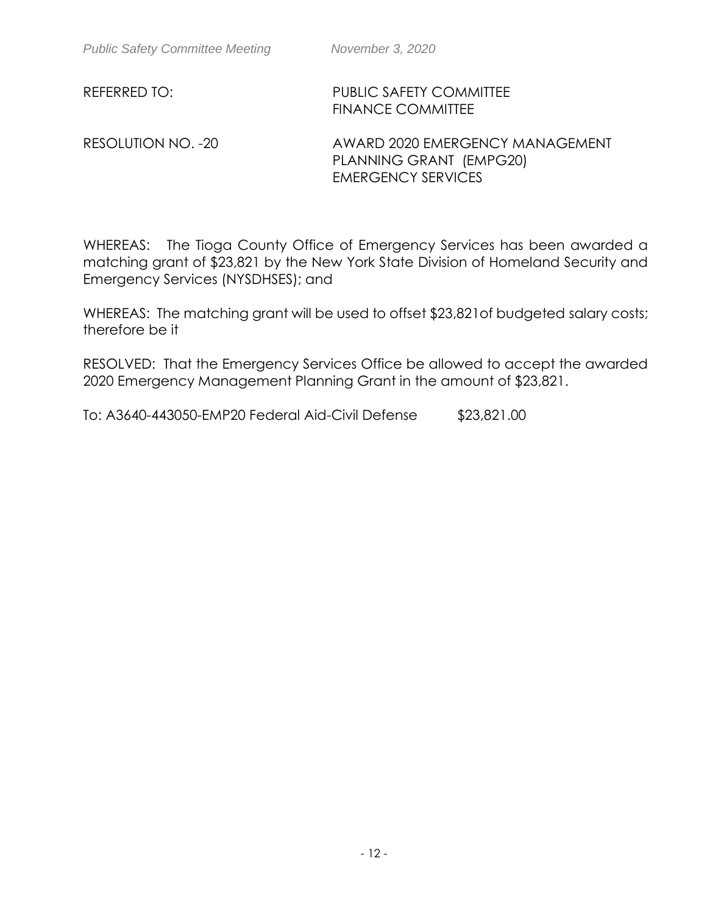REFERRED TO: PUBLIC SAFETY COMMITTEE
FINANCE COMMITTEE

RESOLUTION NO. -20 AWARD 2020 EMERGENCY MANAGEMENT PLANNING GRANT (EMPG20)
EMERGENCY SERVICES

WHEREAS: The Tioga County Office of Emergency Services has been awarded a matching grant of $23,821 by the New York State Division of Homeland Security and Emergency Services (NYSDHSES); and

WHEREAS: The matching grant will be used to offset $23,821of budgeted salary costs; therefore be it

RESOLVED: That the Emergency Services Office be allowed to accept the awarded 2020 Emergency Management Planning Grant in the amount of $23,821.

To: A3640-443050-EMP20 Federal Aid-Civil Defense $23,821.00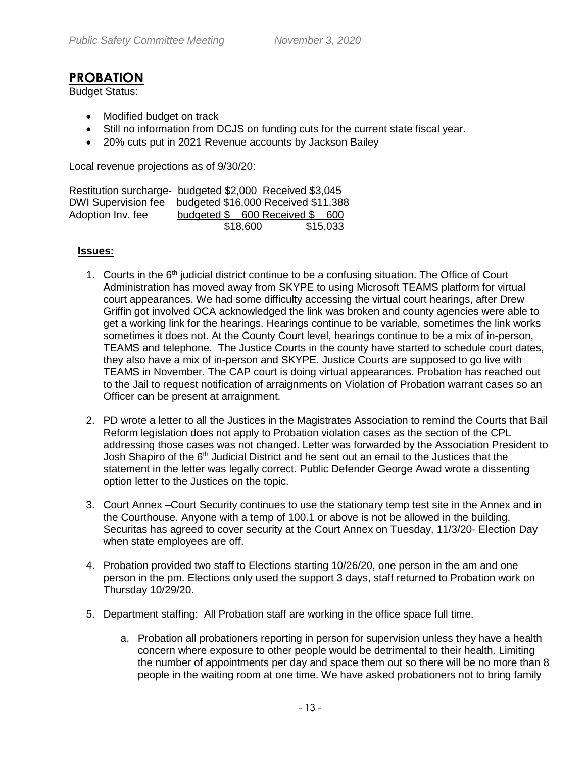## PROBATION

Budget Status:

- Modified budget on track
- Still no information from DCJS on funding cuts for the current state fiscal year.
- 20% cuts put in 2021 Revenue accounts by Jackson Bailey

Local revenue projections as of 9/30/20:

| | Budgeted | Received |
|---|---|---|
| Restitution surcharge- | budgeted $2,000 | Received $3,045 |
| DWI Supervision fee | budgeted $16,000 | Received $11,388 |
| Adoption Inv. fee | budgeted $ 600 | Received $ 600 |
| | $18,600 | $15,033 |

**Issues:**

1. Courts in the 6th judicial district continue to be a confusing situation. The Office of Court Administration has moved away from SKYPE to using Microsoft TEAMS platform for virtual court appearances. We had some difficulty accessing the virtual court hearings, after Drew Griffin got involved OCA acknowledged the link was broken and county agencies were able to get a working link for the hearings. Hearings continue to be variable, sometimes the link works sometimes it does not. At the County Court level, hearings continue to be a mix of in-person, TEAMS and telephone. The Justice Courts in the county have started to schedule court dates, they also have a mix of in-person and SKYPE. Justice Courts are supposed to go live with TEAMS in November. The CAP court is doing virtual appearances. Probation has reached out to the Jail to request notification of arraignments on Violation of Probation warrant cases so an Officer can be present at arraignment.

2. PD wrote a letter to all the Justices in the Magistrates Association to remind the Courts that Bail Reform legislation does not apply to Probation violation cases as the section of the CPL addressing those cases was not changed. Letter was forwarded by the Association President to Josh Shapiro of the 6th Judicial District and he sent out an email to the Justices that the statement in the letter was legally correct. Public Defender George Awad wrote a dissenting option letter to the Justices on the topic.

3. Court Annex –Court Security continues to use the stationary temp test site in the Annex and in the Courthouse. Anyone with a temp of 100.1 or above is not be allowed in the building. Securitas has agreed to cover security at the Court Annex on Tuesday, 11/3/20- Election Day when state employees are off.

4. Probation provided two staff to Elections starting 10/26/20, one person in the am and one person in the pm. Elections only used the support 3 days, staff returned to Probation work on Thursday 10/29/20.

5. Department staffing: All Probation staff are working in the office space full time.

   a. Probation all probationers reporting in person for supervision unless they have a health concern where exposure to other people would be detrimental to their health. Limiting the number of appointments per day and space them out so there will be no more than 8 people in the waiting room at one time. We have asked probationers not to bring family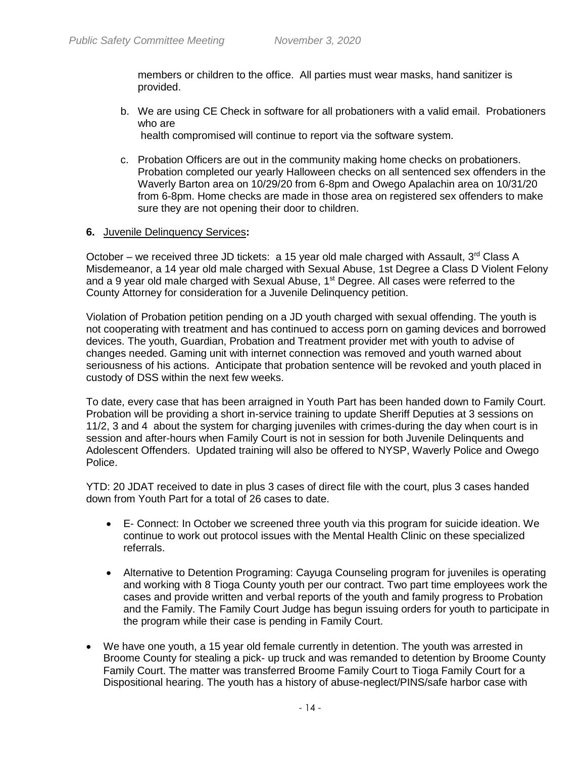members or children to the office. All parties must wear masks, hand sanitizer is provided.

b. We are using CE Check in software for all probationers with a valid email. Probationers who are
 health compromised will continue to report via the software system.

c. Probation Officers are out in the community making home checks on probationers. Probation completed our yearly Halloween checks on all sentenced sex offenders in the Waverly Barton area on 10/29/20 from 6-8pm and Owego Apalachin area on 10/31/20 from 6-8pm. Home checks are made in those area on registered sex offenders to make sure they are not opening their door to children.

**6.** Juvenile Delinquency Services**:**

October – we received three JD tickets: a 15 year old male charged with Assault, 3rd Class A Misdemeanor, a 14 year old male charged with Sexual Abuse, 1st Degree a Class D Violent Felony and a 9 year old male charged with Sexual Abuse, 1st Degree. All cases were referred to the County Attorney for consideration for a Juvenile Delinquency petition.

Violation of Probation petition pending on a JD youth charged with sexual offending. The youth is not cooperating with treatment and has continued to access porn on gaming devices and borrowed devices. The youth, Guardian, Probation and Treatment provider met with youth to advise of changes needed. Gaming unit with internet connection was removed and youth warned about seriousness of his actions. Anticipate that probation sentence will be revoked and youth placed in custody of DSS within the next few weeks.

To date, every case that has been arraigned in Youth Part has been handed down to Family Court. Probation will be providing a short in-service training to update Sheriff Deputies at 3 sessions on 11/2, 3 and 4 about the system for charging juveniles with crimes-during the day when court is in session and after-hours when Family Court is not in session for both Juvenile Delinquents and Adolescent Offenders. Updated training will also be offered to NYSP, Waverly Police and Owego Police.

YTD: 20 JDAT received to date in plus 3 cases of direct file with the court, plus 3 cases handed down from Youth Part for a total of 26 cases to date.

- E- Connect: In October we screened three youth via this program for suicide ideation. We continue to work out protocol issues with the Mental Health Clinic on these specialized referrals.

- Alternative to Detention Programing: Cayuga Counseling program for juveniles is operating and working with 8 Tioga County youth per our contract. Two part time employees work the cases and provide written and verbal reports of the youth and family progress to Probation and the Family. The Family Court Judge has begun issuing orders for youth to participate in the program while their case is pending in Family Court.

- We have one youth, a 15 year old female currently in detention. The youth was arrested in Broome County for stealing a pick- up truck and was remanded to detention by Broome County Family Court. The matter was transferred Broome Family Court to Tioga Family Court for a Dispositional hearing. The youth has a history of abuse-neglect/PINS/safe harbor case with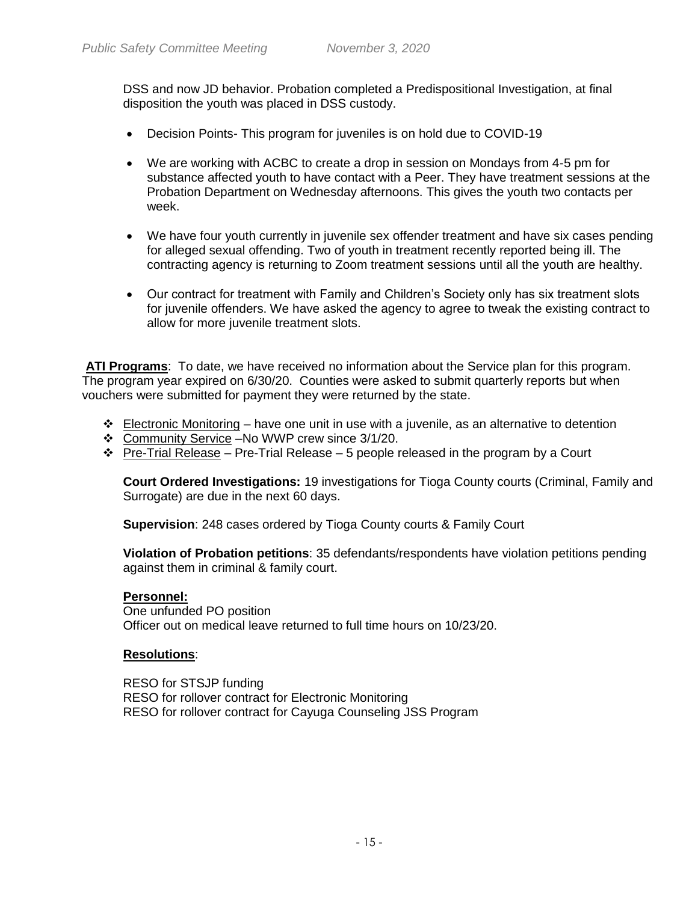DSS and now JD behavior. Probation completed a Predispositional Investigation, at final disposition the youth was placed in DSS custody.

- Decision Points- This program for juveniles is on hold due to COVID-19
- We are working with ACBC to create a drop in session on Mondays from 4-5 pm for substance affected youth to have contact with a Peer. They have treatment sessions at the Probation Department on Wednesday afternoons. This gives the youth two contacts per week.
- We have four youth currently in juvenile sex offender treatment and have six cases pending for alleged sexual offending. Two of youth in treatment recently reported being ill. The contracting agency is returning to Zoom treatment sessions until all the youth are healthy.
- Our contract for treatment with Family and Children's Society only has six treatment slots for juvenile offenders. We have asked the agency to agree to tweak the existing contract to allow for more juvenile treatment slots.

**ATI Programs**: To date, we have received no information about the Service plan for this program. The program year expired on 6/30/20. Counties were asked to submit quarterly reports but when vouchers were submitted for payment they were returned by the state.

- Electronic Monitoring – have one unit in use with a juvenile, as an alternative to detention
- Community Service –No WWP crew since 3/1/20.
- Pre-Trial Release – Pre-Trial Release – 5 people released in the program by a Court

**Court Ordered Investigations:** 19 investigations for Tioga County courts (Criminal, Family and Surrogate) are due in the next 60 days.

**Supervision**: 248 cases ordered by Tioga County courts & Family Court

**Violation of Probation petitions**: 35 defendants/respondents have violation petitions pending against them in criminal & family court.

**Personnel:**

One unfunded PO position
Officer out on medical leave returned to full time hours on 10/23/20.

**Resolutions**:

RESO for STSJP funding
RESO for rollover contract for Electronic Monitoring
RESO for rollover contract for Cayuga Counseling JSS Program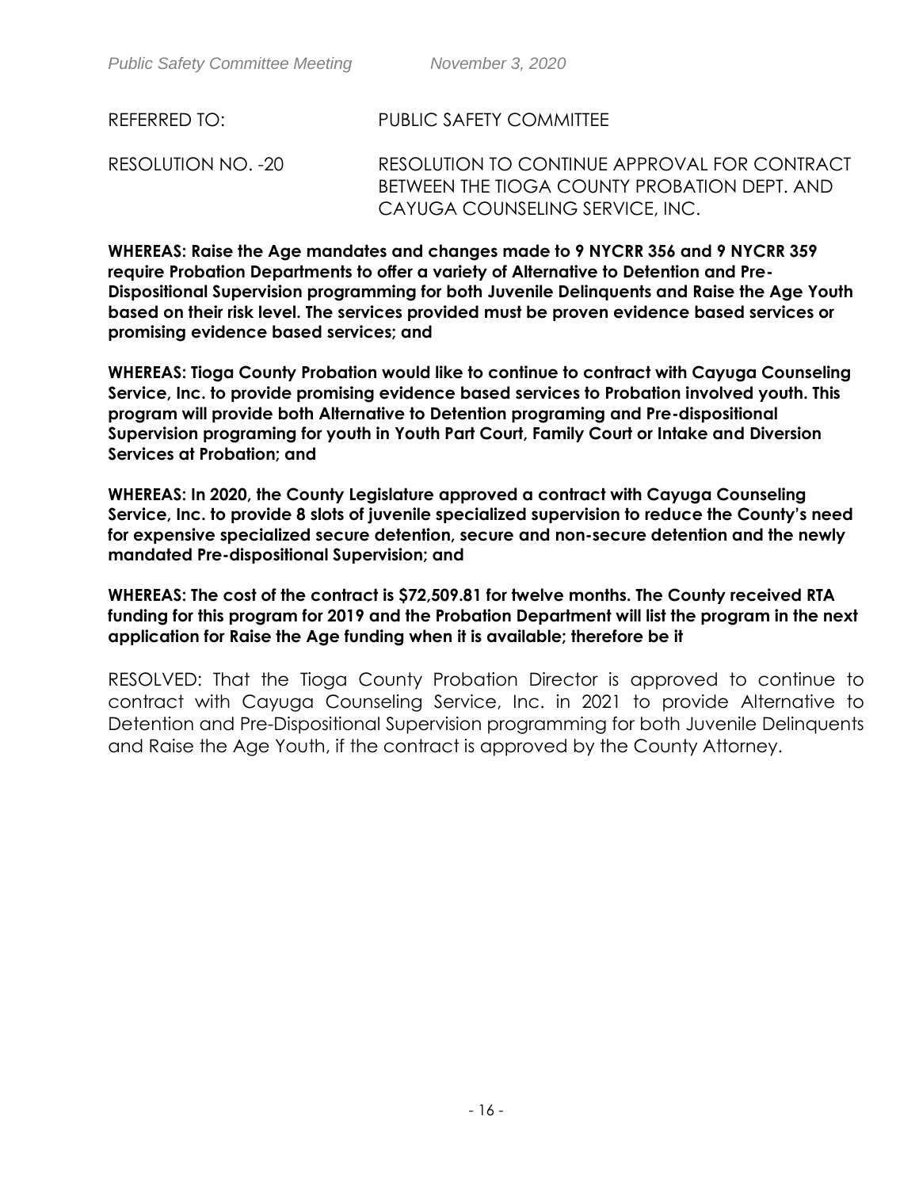REFERRED TO: PUBLIC SAFETY COMMITTEE

RESOLUTION NO. -20 RESOLUTION TO CONTINUE APPROVAL FOR CONTRACT BETWEEN THE TIOGA COUNTY PROBATION DEPT. AND CAYUGA COUNSELING SERVICE, INC.

**WHEREAS: Raise the Age mandates and changes made to 9 NYCRR 356 and 9 NYCRR 359 require Probation Departments to offer a variety of Alternative to Detention and Pre-Dispositional Supervision programming for both Juvenile Delinquents and Raise the Age Youth based on their risk level. The services provided must be proven evidence based services or promising evidence based services; and**

**WHEREAS: Tioga County Probation would like to continue to contract with Cayuga Counseling Service, Inc. to provide promising evidence based services to Probation involved youth. This program will provide both Alternative to Detention programing and Pre-dispositional Supervision programing for youth in Youth Part Court, Family Court or Intake and Diversion Services at Probation; and**

**WHEREAS: In 2020, the County Legislature approved a contract with Cayuga Counseling Service, Inc. to provide 8 slots of juvenile specialized supervision to reduce the County's need for expensive specialized secure detention, secure and non-secure detention and the newly mandated Pre-dispositional Supervision; and**

**WHEREAS: The cost of the contract is $72,509.81 for twelve months. The County received RTA funding for this program for 2019 and the Probation Department will list the program in the next application for Raise the Age funding when it is available; therefore be it**

RESOLVED: That the Tioga County Probation Director is approved to continue to contract with Cayuga Counseling Service, Inc. in 2021 to provide Alternative to Detention and Pre-Dispositional Supervision programming for both Juvenile Delinquents and Raise the Age Youth, if the contract is approved by the County Attorney.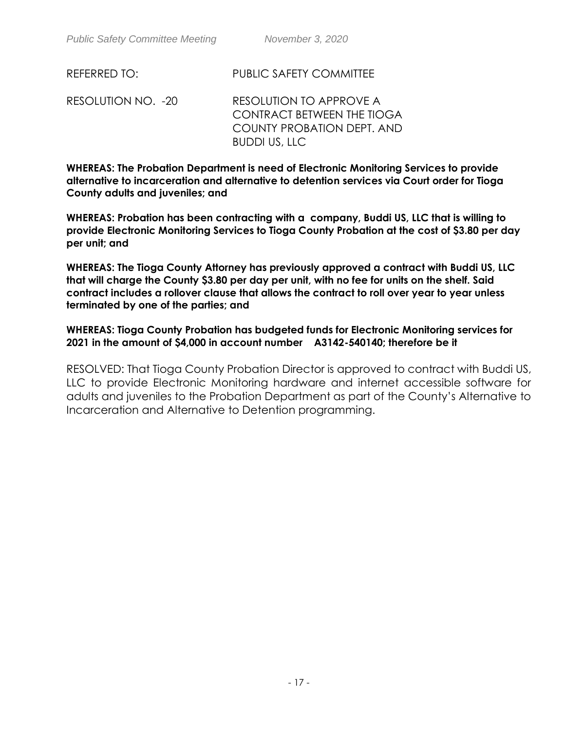REFERRED TO: PUBLIC SAFETY COMMITTEE

RESOLUTION NO. -20 RESOLUTION TO APPROVE A CONTRACT BETWEEN THE TIOGA COUNTY PROBATION DEPT. AND BUDDI US, LLC

**WHEREAS: The Probation Department is need of Electronic Monitoring Services to provide alternative to incarceration and alternative to detention services via Court order for Tioga County adults and juveniles; and**

**WHEREAS: Probation has been contracting with a company, Buddi US, LLC that is willing to provide Electronic Monitoring Services to Tioga County Probation at the cost of $3.80 per day per unit; and**

**WHEREAS: The Tioga County Attorney has previously approved a contract with Buddi US, LLC that will charge the County $3.80 per day per unit, with no fee for units on the shelf. Said contract includes a rollover clause that allows the contract to roll over year to year unless terminated by one of the parties; and**

**WHEREAS: Tioga County Probation has budgeted funds for Electronic Monitoring services for 2021 in the amount of $4,000 in account number A3142-540140; therefore be it**

RESOLVED: That Tioga County Probation Director is approved to contract with Buddi US, LLC to provide Electronic Monitoring hardware and internet accessible software for adults and juveniles to the Probation Department as part of the County's Alternative to Incarceration and Alternative to Detention programming.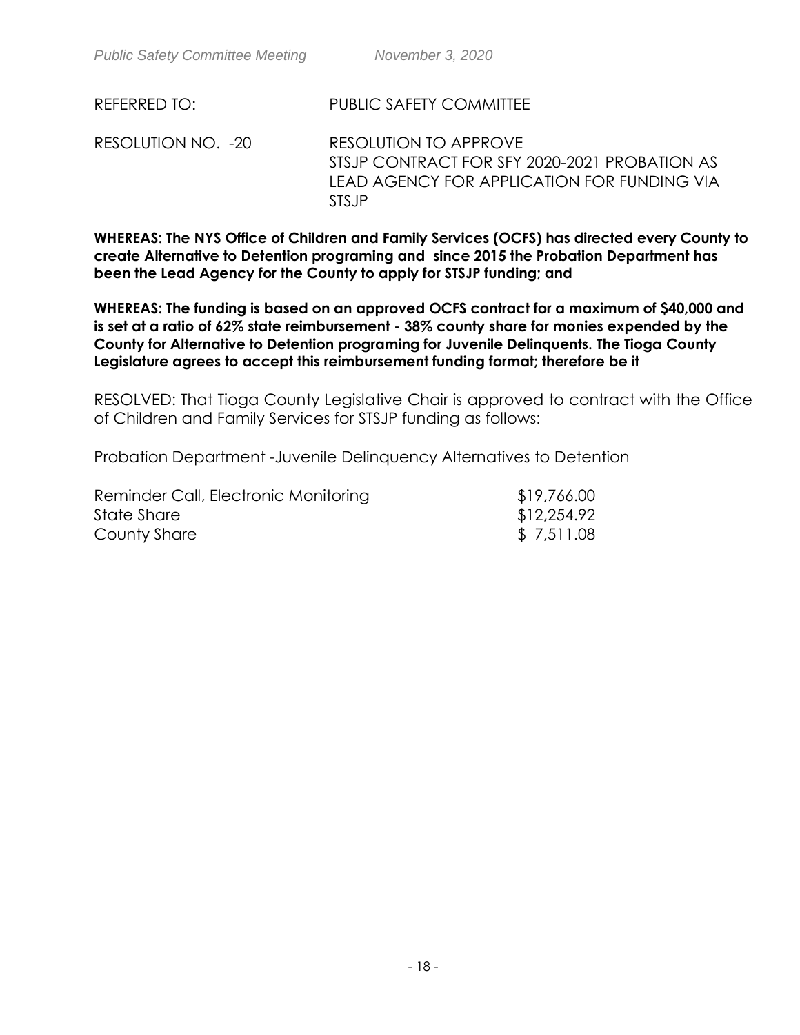REFERRED TO: PUBLIC SAFETY COMMITTEE

RESOLUTION NO. -20 RESOLUTION TO APPROVE STSJP CONTRACT FOR SFY 2020-2021 PROBATION AS LEAD AGENCY FOR APPLICATION FOR FUNDING VIA STSJP

**WHEREAS: The NYS Office of Children and Family Services (OCFS) has directed every County to create Alternative to Detention programing and since 2015 the Probation Department has been the Lead Agency for the County to apply for STSJP funding; and**

**WHEREAS: The funding is based on an approved OCFS contract for a maximum of $40,000 and is set at a ratio of 62% state reimbursement - 38% county share for monies expended by the County for Alternative to Detention programing for Juvenile Delinquents. The Tioga County Legislature agrees to accept this reimbursement funding format; therefore be it**

RESOLVED: That Tioga County Legislative Chair is approved to contract with the Office of Children and Family Services for STSJP funding as follows:

Probation Department -Juvenile Delinquency Alternatives to Detention

| | |
|---|---|
| Reminder Call, Electronic Monitoring | $19,766.00 |
| State Share | $12,254.92 |
| County Share | $ 7,511.08 |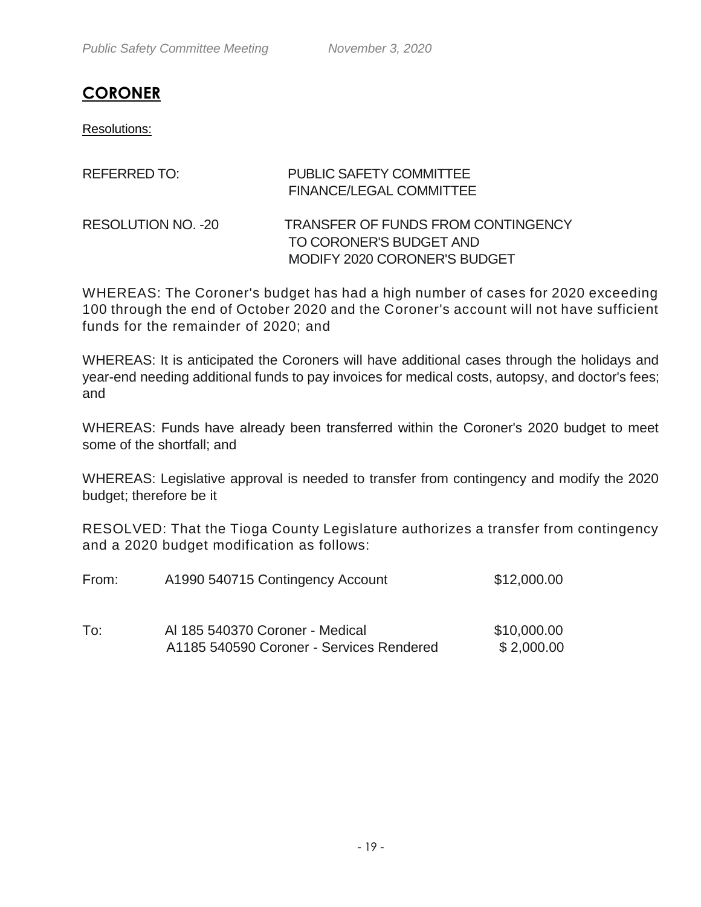## CORONER

Resolutions:

| | |
|---|---|
| REFERRED TO: | PUBLIC SAFETY COMMITTEE<br>FINANCE/LEGAL COMMITTEE |
| RESOLUTION NO. -20 | TRANSFER OF FUNDS FROM CONTINGENCY TO CORONER'S BUDGET AND MODIFY 2020 CORONER'S BUDGET |

WHEREAS: The Coroner's budget has had a high number of cases for 2020 exceeding 100 through the end of October 2020 and the Coroner's account will not have sufficient funds for the remainder of 2020; and

WHEREAS: It is anticipated the Coroners will have additional cases through the holidays and year-end needing additional funds to pay invoices for medical costs, autopsy, and doctor's fees; and

WHEREAS: Funds have already been transferred within the Coroner's 2020 budget to meet some of the shortfall; and

WHEREAS: Legislative approval is needed to transfer from contingency and modify the 2020 budget; therefore be it

RESOLVED: That the Tioga County Legislature authorizes a transfer from contingency and a 2020 budget modification as follows:

| | | |
|---|---|---|
| From: | A1990 540715 Contingency Account | $12,000.00 |
| To: | Al 185 540370 Coroner - Medical | $10,000.00 |
| | A1185 540590 Coroner - Services Rendered | $ 2,000.00 |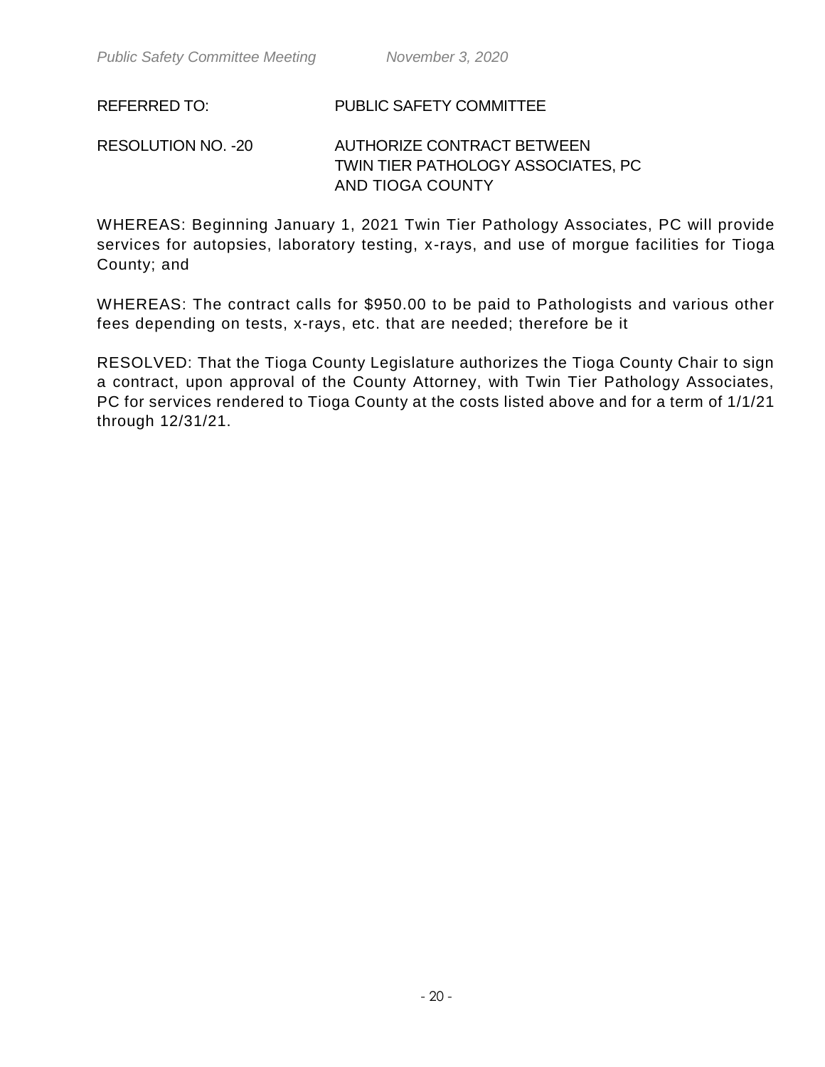REFERRED TO: PUBLIC SAFETY COMMITTEE

RESOLUTION NO. -20 AUTHORIZE CONTRACT BETWEEN TWIN TIER PATHOLOGY ASSOCIATES, PC AND TIOGA COUNTY

WHEREAS: Beginning January 1, 2021 Twin Tier Pathology Associates, PC will provide services for autopsies, laboratory testing, x-rays, and use of morgue facilities for Tioga County; and

WHEREAS: The contract calls for $950.00 to be paid to Pathologists and various other fees depending on tests, x-rays, etc. that are needed; therefore be it

RESOLVED: That the Tioga County Legislature authorizes the Tioga County Chair to sign a contract, upon approval of the County Attorney, with Twin Tier Pathology Associates, PC for services rendered to Tioga County at the costs listed above and for a term of 1/1/21 through 12/31/21.